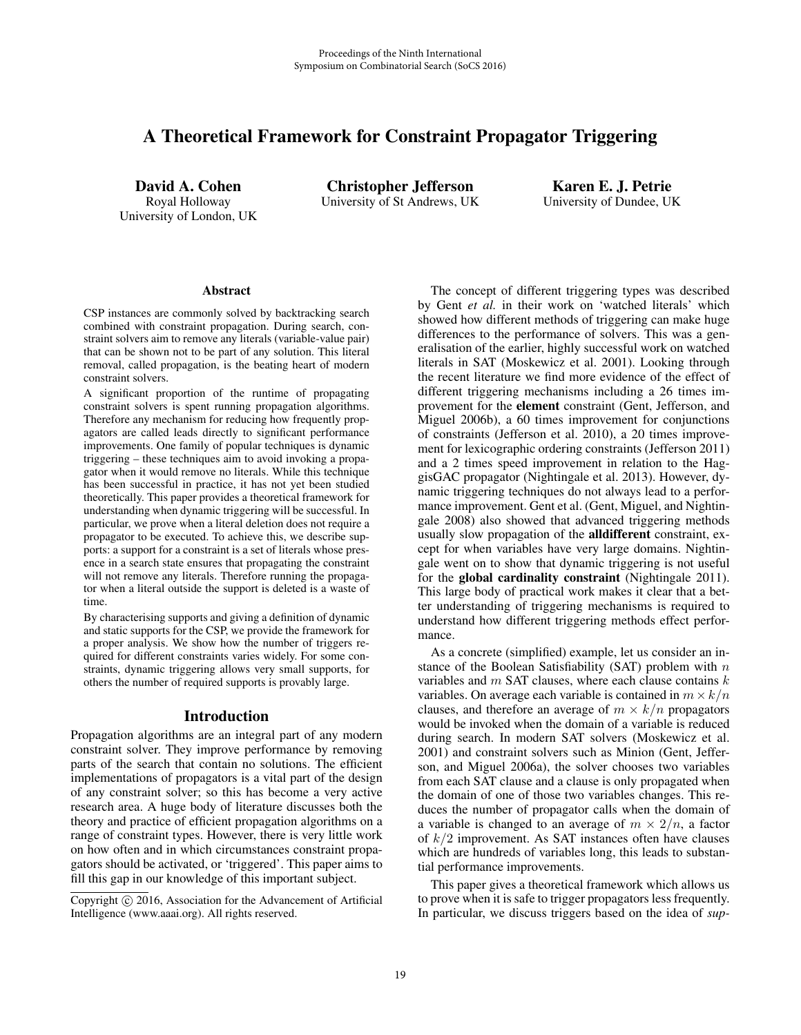Proceedings of the Ninth International Symposium on Combinatorial Search (SoCS 2016)

# A Theoretical Framework for Constraint Propagator Triggering

**David A. Cohen**
Royal Holloway
University of London, UK

**Christopher Jefferson**
University of St Andrews, UK

**Karen E. J. Petrie**
University of Dundee, UK

## Abstract

CSP instances are commonly solved by backtracking search combined with constraint propagation. During search, constraint solvers aim to remove any literals (variable-value pair) that can be shown not to be part of any solution. This literal removal, called propagation, is the beating heart of modern constraint solvers.

A significant proportion of the runtime of propagating constraint solvers is spent running propagation algorithms. Therefore any mechanism for reducing how frequently propagators are called leads directly to significant performance improvements. One family of popular techniques is dynamic triggering – these techniques aim to avoid invoking a propagator when it would remove no literals. While this technique has been successful in practice, it has not yet been studied theoretically. This paper provides a theoretical framework for understanding when dynamic triggering will be successful. In particular, we prove when a literal deletion does not require a propagator to be executed. To achieve this, we describe supports: a support for a constraint is a set of literals whose presence in a search state ensures that propagating the constraint will not remove any literals. Therefore running the propagator when a literal outside the support is deleted is a waste of time.

By characterising supports and giving a definition of dynamic and static supports for the CSP, we provide the framework for a proper analysis. We show how the number of triggers required for different constraints varies widely. For some constraints, dynamic triggering allows very small supports, for others the number of required supports is provably large.

## Introduction

Propagation algorithms are an integral part of any modern constraint solver. They improve performance by removing parts of the search that contain no solutions. The efficient implementations of propagators is a vital part of the design of any constraint solver; so this has become a very active research area. A huge body of literature discusses both the theory and practice of efficient propagation algorithms on a range of constraint types. However, there is very little work on how often and in which circumstances constraint propagators should be activated, or 'triggered'. This paper aims to fill this gap in our knowledge of this important subject.

The concept of different triggering types was described by Gent *et al.* in their work on 'watched literals' which showed how different methods of triggering can make huge differences to the performance of solvers. This was a generalisation of the earlier, highly successful work on watched literals in SAT (Moskewicz et al. 2001). Looking through the recent literature we find more evidence of the effect of different triggering mechanisms including a 26 times improvement for the **element** constraint (Gent, Jefferson, and Miguel 2006b), a 60 times improvement for conjunctions of constraints (Jefferson et al. 2010), a 20 times improvement for lexicographic ordering constraints (Jefferson 2011) and a 2 times speed improvement in relation to the HaggisGAC propagator (Nightingale et al. 2013). However, dynamic triggering techniques do not always lead to a performance improvement. Gent et al. (Gent, Miguel, and Nightingale 2008) also showed that advanced triggering methods usually slow propagation of the **alldifferent** constraint, except for when variables have very large domains. Nightingale went on to show that dynamic triggering is not useful for the **global cardinality constraint** (Nightingale 2011). This large body of practical work makes it clear that a better understanding of triggering mechanisms is required to understand how different triggering methods effect performance.

As a concrete (simplified) example, let us consider an instance of the Boolean Satisfiability (SAT) problem with $n$ variables and $m$ SAT clauses, where each clause contains $k$ variables. On average each variable is contained in $m \times k/n$ clauses, and therefore an average of $m \times k/n$ propagators would be invoked when the domain of a variable is reduced during search. In modern SAT solvers (Moskewicz et al. 2001) and constraint solvers such as Minion (Gent, Jefferson, and Miguel 2006a), the solver chooses two variables from each SAT clause and a clause is only propagated when the domain of one of those two variables changes. This reduces the number of propagator calls when the domain of a variable is changed to an average of $m \times 2/n$, a factor of $k/2$ improvement. As SAT instances often have clauses which are hundreds of variables long, this leads to substantial performance improvements.

This paper gives a theoretical framework which allows us to prove when it is safe to trigger propagators less frequently. In particular, we discuss triggers based on the idea of *sup-*

Copyright © 2016, Association for the Advancement of Artificial Intelligence (www.aaai.org). All rights reserved.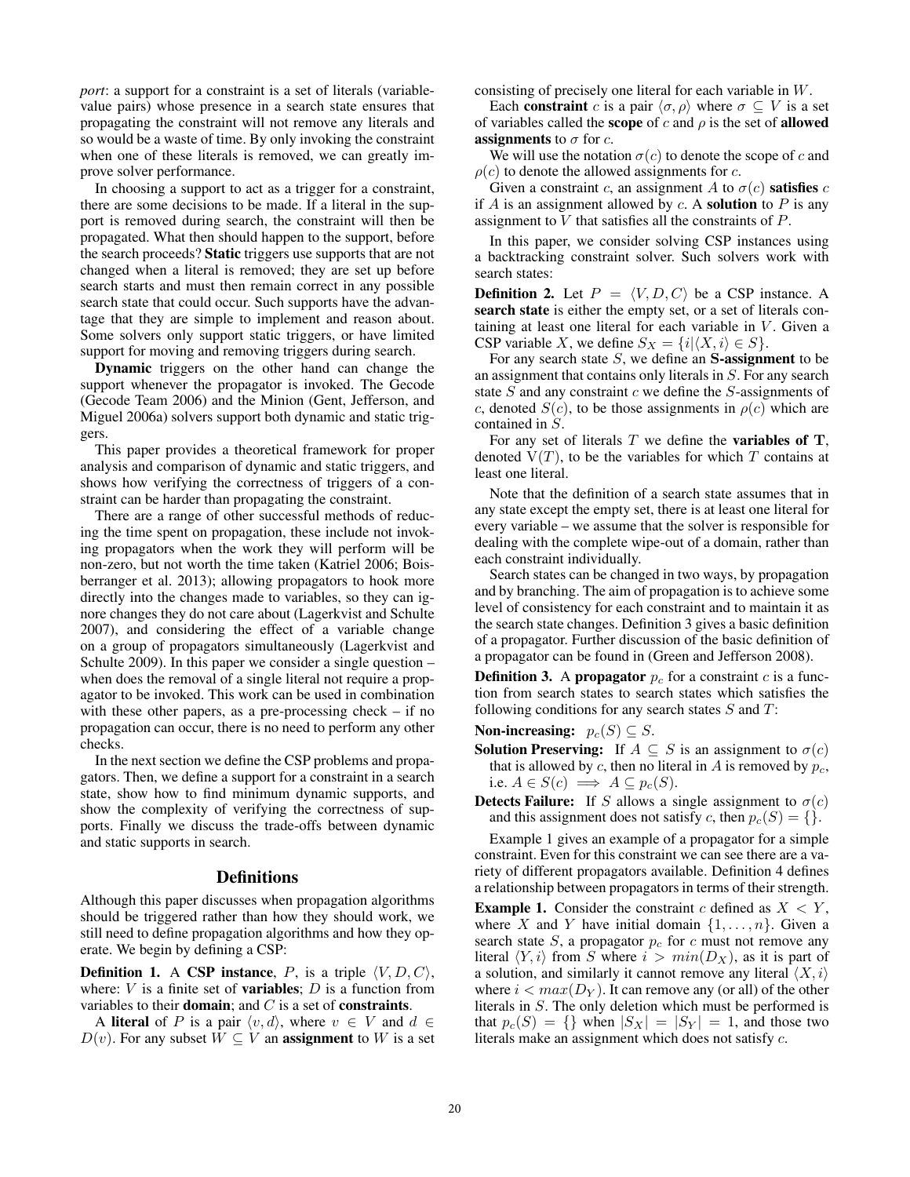*port*: a support for a constraint is a set of literals (variable-value pairs) whose presence in a search state ensures that propagating the constraint will not remove any literals and so would be a waste of time. By only invoking the constraint when one of these literals is removed, we can greatly improve solver performance.

In choosing a support to act as a trigger for a constraint, there are some decisions to be made. If a literal in the support is removed during search, the constraint will then be propagated. What then should happen to the support, before the search proceeds? **Static** triggers use supports that are not changed when a literal is removed; they are set up before search starts and must then remain correct in any possible search state that could occur. Such supports have the advantage that they are simple to implement and reason about. Some solvers only support static triggers, or have limited support for moving and removing triggers during search.

**Dynamic** triggers on the other hand can change the support whenever the propagator is invoked. The Gecode (Gecode Team 2006) and the Minion (Gent, Jefferson, and Miguel 2006a) solvers support both dynamic and static triggers.

This paper provides a theoretical framework for proper analysis and comparison of dynamic and static triggers, and shows how verifying the correctness of triggers of a constraint can be harder than propagating the constraint.

There are a range of other successful methods of reducing the time spent on propagation, these include not invoking propagators when the work they will perform will be non-zero, but not worth the time taken (Katriel 2006; Boisberranger et al. 2013); allowing propagators to hook more directly into the changes made to variables, so they can ignore changes they do not care about (Lagerkvist and Schulte 2007), and considering the effect of a variable change on a group of propagators simultaneously (Lagerkvist and Schulte 2009). In this paper we consider a single question – when does the removal of a single literal not require a propagator to be invoked. This work can be used in combination with these other papers, as a pre-processing check – if no propagation can occur, there is no need to perform any other checks.

In the next section we define the CSP problems and propagators. Then, we define a support for a constraint in a search state, show how to find minimum dynamic supports, and show the complexity of verifying the correctness of supports. Finally we discuss the trade-offs between dynamic and static supports in search.

## Definitions

Although this paper discusses when propagation algorithms should be triggered rather than how they should work, we still need to define propagation algorithms and how they operate. We begin by defining a CSP:

**Definition 1.** A **CSP instance**, $P$, is a triple $\langle V, D, C\rangle$, where: $V$ is a finite set of **variables**; $D$ is a function from variables to their **domain**; and $C$ is a set of **constraints**.

A **literal** of $P$ is a pair $\langle v, d\rangle$, where $v \in V$ and $d \in D(v)$. For any subset $W \subseteq V$ an **assignment** to $W$ is a set consisting of precisely one literal for each variable in $W$.

Each **constraint** $c$ is a pair $\langle \sigma, \rho\rangle$ where $\sigma \subseteq V$ is a set of variables called the **scope** of $c$ and $\rho$ is the set of **allowed assignments** to $\sigma$ for $c$.

We will use the notation $\sigma(c)$ to denote the scope of $c$ and $\rho(c)$ to denote the allowed assignments for $c$.

Given a constraint $c$, an assignment $A$ to $\sigma(c)$ **satisfies** $c$ if $A$ is an assignment allowed by $c$. A **solution** to $P$ is any assignment to $V$ that satisfies all the constraints of $P$.

In this paper, we consider solving CSP instances using a backtracking constraint solver. Such solvers work with search states:

**Definition 2.** Let $P = \langle V, D, C\rangle$ be a CSP instance. A **search state** is either the empty set, or a set of literals containing at least one literal for each variable in $V$. Given a CSP variable $X$, we define $S_X = \{i | \langle X, i\rangle \in S\}$.

For any search state $S$, we define an **S-assignment** to be an assignment that contains only literals in $S$. For any search state $S$ and any constraint $c$ we define the $S$-assignments of $c$, denoted $S(c)$, to be those assignments in $\rho(c)$ which are contained in $S$.

For any set of literals $T$ we define the **variables of T**, denoted $\mathrm{V}(T)$, to be the variables for which $T$ contains at least one literal.

Note that the definition of a search state assumes that in any state except the empty set, there is at least one literal for every variable – we assume that the solver is responsible for dealing with the complete wipe-out of a domain, rather than each constraint individually.

Search states can be changed in two ways, by propagation and by branching. The aim of propagation is to achieve some level of consistency for each constraint and to maintain it as the search state changes. Definition 3 gives a basic definition of a propagator. Further discussion of the basic definition of a propagator can be found in (Green and Jefferson 2008).

**Definition 3.** A **propagator** $p_c$ for a constraint $c$ is a function from search states to search states which satisfies the following conditions for any search states $S$ and $T$:

- **Non-increasing:** $p_c(S) \subseteq S$.
- **Solution Preserving:** If $A \subseteq S$ is an assignment to $\sigma(c)$ that is allowed by $c$, then no literal in $A$ is removed by $p_c$, i.e. $A \in S(c) \implies A \subseteq p_c(S)$.
- **Detects Failure:** If $S$ allows a single assignment to $\sigma(c)$ and this assignment does not satisfy $c$, then $p_c(S) = \{\}$.

Example 1 gives an example of a propagator for a simple constraint. Even for this constraint we can see there are a variety of different propagators available. Definition 4 defines a relationship between propagators in terms of their strength.

**Example 1.** Consider the constraint $c$ defined as $X < Y$, where $X$ and $Y$ have initial domain $\{1, \ldots, n\}$. Given a search state $S$, a propagator $p_c$ for $c$ must not remove any literal $\langle Y, i\rangle$ from $S$ where $i > min(D_X)$, as it is part of a solution, and similarly it cannot remove any literal $\langle X, i\rangle$ where $i < max(D_Y)$. It can remove any (or all) of the other literals in $S$. The only deletion which must be performed is that $p_c(S) = \{\}$ when $|S_X| = |S_Y| = 1$, and those two literals make an assignment which does not satisfy $c$.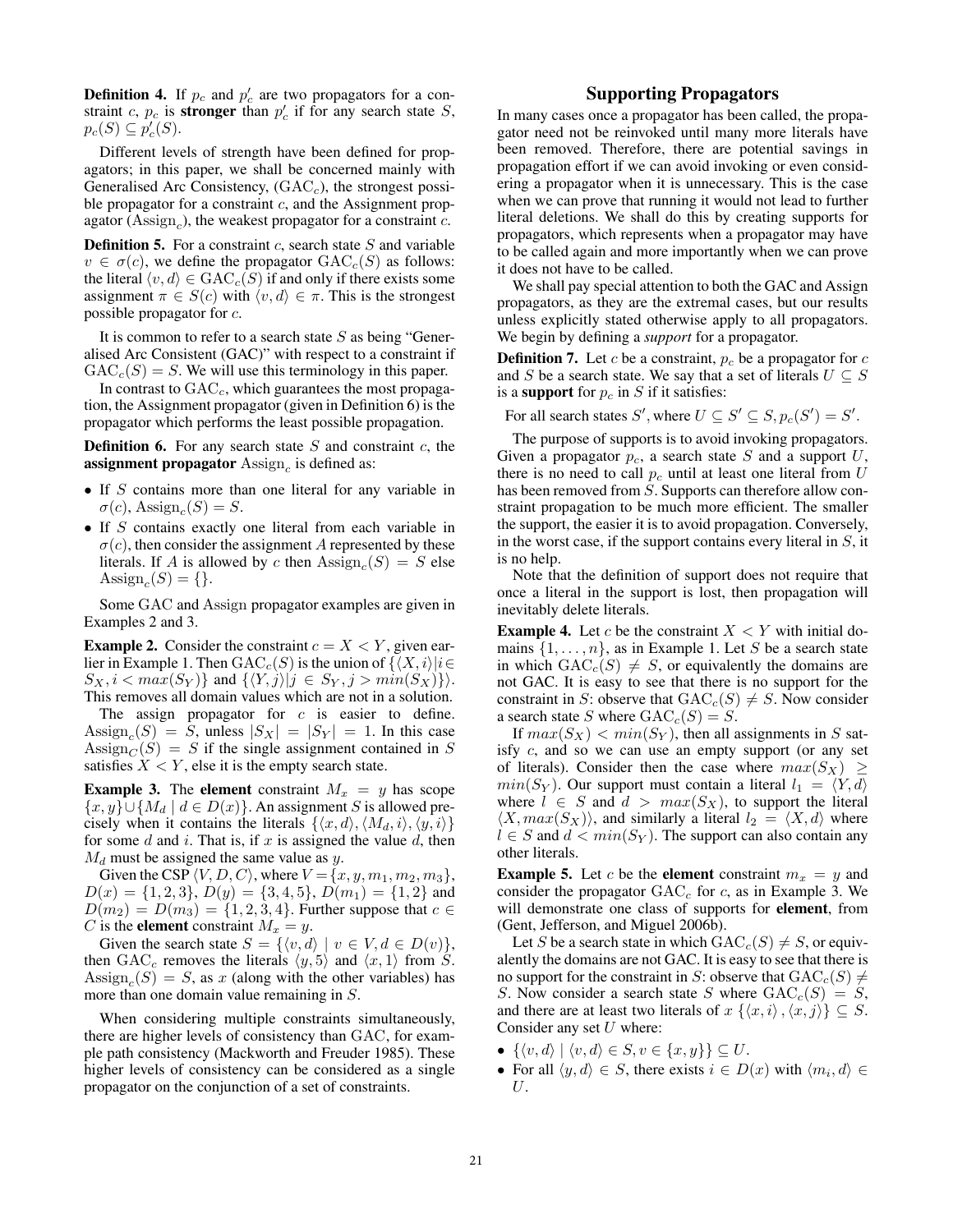**Definition 4.** If $p_c$ and $p'_c$ are two propagators for a constraint $c$, $p_c$ is **stronger** than $p'_c$ if for any search state $S$, $p_c(S) \subseteq p'_c(S)$.

Different levels of strength have been defined for propagators; in this paper, we shall be concerned mainly with Generalised Arc Consistency, ($\text{GAC}_c$), the strongest possible propagator for a constraint $c$, and the Assignment propagator ($\text{Assign}_c$), the weakest propagator for a constraint $c$.

**Definition 5.** For a constraint $c$, search state $S$ and variable $v \in \sigma(c)$, we define the propagator $\text{GAC}_c(S)$ as follows: the literal $\langle v, d \rangle \in \text{GAC}_c(S)$ if and only if there exists some assignment $\pi \in S(c)$ with $\langle v, d \rangle \in \pi$. This is the strongest possible propagator for $c$.

It is common to refer to a search state $S$ as being "Generalised Arc Consistent (GAC)" with respect to a constraint if $\text{GAC}_c(S) = S$. We will use this terminology in this paper.

In contrast to $\text{GAC}_c$, which guarantees the most propagation, the Assignment propagator (given in Definition 6) is the propagator which performs the least possible propagation.

**Definition 6.** For any search state $S$ and constraint $c$, the **assignment propagator** $\text{Assign}_c$ is defined as:

- If $S$ contains more than one literal for any variable in $\sigma(c)$, $\text{Assign}_c(S) = S$.
- If $S$ contains exactly one literal from each variable in $\sigma(c)$, then consider the assignment $A$ represented by these literals. If $A$ is allowed by $c$ then $\text{Assign}_c(S) = S$ else $\text{Assign}_c(S) = \{\}$.

Some GAC and Assign propagator examples are given in Examples 2 and 3.

**Example 2.** Consider the constraint $c = X < Y$, given earlier in Example 1. Then $\text{GAC}_c(S)$ is the union of $\{\langle X, i \rangle | i \in S_X, i < max(S_Y)\}$ and $\{\langle Y, j \rangle | j \in S_Y, j > min(S_X)\}$. This removes all domain values which are not in a solution.

The assign propagator for $c$ is easier to define. $\text{Assign}_c(S) = S$, unless $|S_X| = |S_Y| = 1$. In this case $\text{Assign}_C(S) = S$ if the single assignment contained in $S$ satisfies $X < Y$, else it is the empty search state.

**Example 3.** The **element** constraint $M_x = y$ has scope $\{x, y\} \cup \{M_d \mid d \in D(x)\}$. An assignment $S$ is allowed precisely when it contains the literals $\{\langle x, d \rangle, \langle M_d, i \rangle, \langle y, i \rangle\}$ for some $d$ and $i$. That is, if $x$ is assigned the value $d$, then $M_d$ must be assigned the same value as $y$.

Given the CSP $\langle V, D, C \rangle$, where $V = \{x, y, m_1, m_2, m_3\}$, $D(x) = \{1, 2, 3\}$, $D(y) = \{3, 4, 5\}$, $D(m_1) = \{1, 2\}$ and $D(m_2) = D(m_3) = \{1, 2, 3, 4\}$. Further suppose that $c \in C$ is the **element** constraint $M_x = y$.

Given the search state $S = \{\langle v, d \rangle \mid v \in V, d \in D(v)\}$, then $\text{GAC}_c$ removes the literals $\langle y, 5 \rangle$ and $\langle x, 1 \rangle$ from $S$. $\text{Assign}_c(S) = S$, as $x$ (along with the other variables) has more than one domain value remaining in $S$.

When considering multiple constraints simultaneously, there are higher levels of consistency than GAC, for example path consistency (Mackworth and Freuder 1985). These higher levels of consistency can be considered as a single propagator on the conjunction of a set of constraints.

## Supporting Propagators

In many cases once a propagator has been called, the propagator need not be reinvoked until many more literals have been removed. Therefore, there are potential savings in propagation effort if we can avoid invoking or even considering a propagator when it is unnecessary. This is the case when we can prove that running it would not lead to further literal deletions. We shall do this by creating supports for propagators, which represents when a propagator may have to be called again and more importantly when we can prove it does not have to be called.

We shall pay special attention to both the GAC and Assign propagators, as they are the extremal cases, but our results unless explicitly stated otherwise apply to all propagators. We begin by defining a *support* for a propagator.

**Definition 7.** Let $c$ be a constraint, $p_c$ be a propagator for $c$ and $S$ be a search state. We say that a set of literals $U \subseteq S$ is a **support** for $p_c$ in $S$ if it satisfies:

For all search states $S'$, where $U \subseteq S' \subseteq S, p_c(S') = S'$.

The purpose of supports is to avoid invoking propagators. Given a propagator $p_c$, a search state $S$ and a support $U$, there is no need to call $p_c$ until at least one literal from $U$ has been removed from $S$. Supports can therefore allow constraint propagation to be much more efficient. The smaller the support, the easier it is to avoid propagation. Conversely, in the worst case, if the support contains every literal in $S$, it is no help.

Note that the definition of support does not require that once a literal in the support is lost, then propagation will inevitably delete literals.

**Example 4.** Let $c$ be the constraint $X < Y$ with initial domains $\{1, \ldots, n\}$, as in Example 1. Let $S$ be a search state in which $\text{GAC}_c(S) \neq S$, or equivalently the domains are not GAC. It is easy to see that there is no support for the constraint in $S$: observe that $\text{GAC}_c(S) \neq S$. Now consider a search state $S$ where $\text{GAC}_c(S) = S$.

If $max(S_X) < min(S_Y)$, then all assignments in $S$ satisfy $c$, and so we can use an empty support (or any set of literals). Consider then the case where $max(S_X) \geq min(S_Y)$. Our support must contain a literal $l_1 = \langle Y, d \rangle$ where $l \in S$ and $d > max(S_X)$, to support the literal $\langle X, max(S_X) \rangle$, and similarly a literal $l_2 = \langle X, d \rangle$ where $l \in S$ and $d < min(S_Y)$. The support can also contain any other literals.

**Example 5.** Let $c$ be the **element** constraint $m_x = y$ and consider the propagator $\text{GAC}_c$ for $c$, as in Example 3. We will demonstrate one class of supports for **element**, from (Gent, Jefferson, and Miguel 2006b).

Let $S$ be a search state in which $\text{GAC}_c(S) \neq S$, or equivalently the domains are not GAC. It is easy to see that there is no support for the constraint in $S$: observe that $\text{GAC}_c(S) \neq S$. Now consider a search state $S$ where $\text{GAC}_c(S) = S$, and there are at least two literals of $x$ $\{\langle x, i \rangle, \langle x, j \rangle\} \subseteq S$. Consider any set $U$ where:

- $\{\langle v, d \rangle \mid \langle v, d \rangle \in S, v \in \{x, y\}\} \subseteq U$.
- For all $\langle y, d \rangle \in S$, there exists $i \in D(x)$ with $\langle m_i, d \rangle \in U$.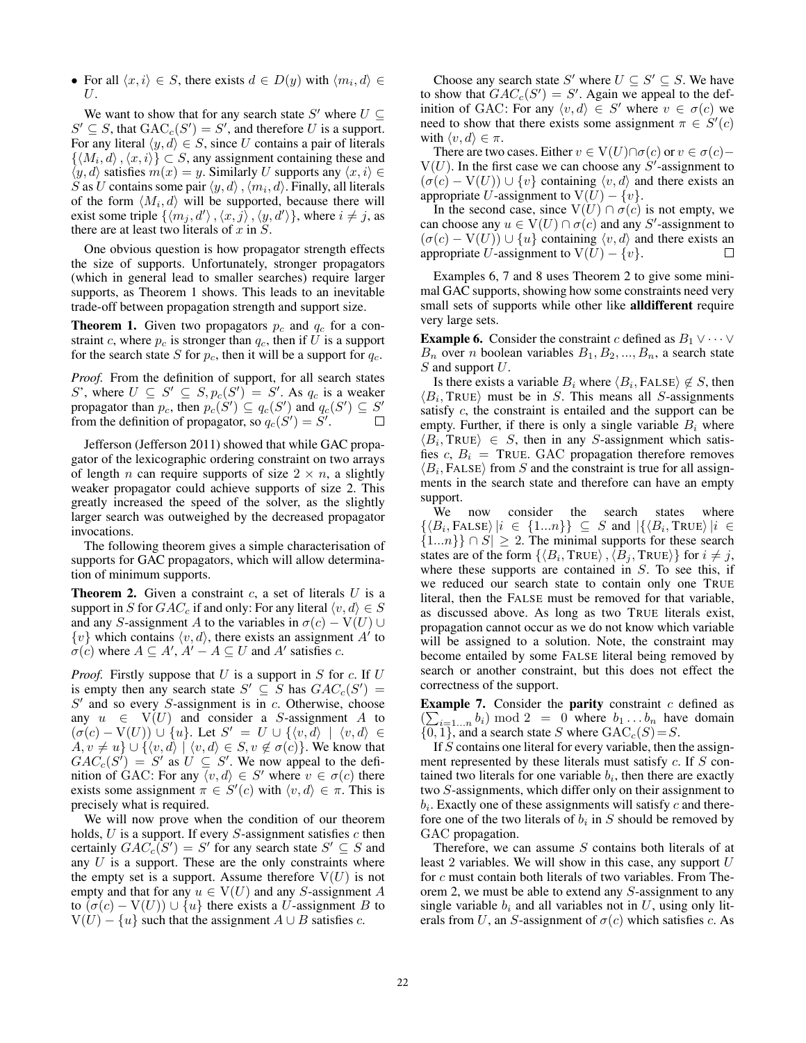- For all $\langle x, i \rangle \in S$, there exists $d \in D(y)$ with $\langle m_i, d \rangle \in U$.

We want to show that for any search state $S'$ where $U \subseteq S' \subseteq S$, that $\text{GAC}_c(S') = S'$, and therefore $U$ is a support. For any literal $\langle y, d \rangle \in S$, since $U$ contains a pair of literals $\{\langle M_i, d \rangle, \langle x, i \rangle\} \subset S$, any assignment containing these and $\langle y, d \rangle$ satisfies $m(x) = y$. Similarly $U$ supports any $\langle x, i \rangle \in S$ as $U$ contains some pair $\langle y, d \rangle, \langle m_i, d \rangle$. Finally, all literals of the form $\langle M_i, d \rangle$ will be supported, because there will exist some triple $\{\langle m_j, d' \rangle, \langle x, j \rangle, \langle y, d' \rangle\}$, where $i \neq j$, as there are at least two literals of $x$ in $S$.

One obvious question is how propagator strength effects the size of supports. Unfortunately, stronger propagators (which in general lead to smaller searches) require larger supports, as Theorem 1 shows. This leads to an inevitable trade-off between propagation strength and support size.

**Theorem 1.** Given two propagators $p_c$ and $q_c$ for a constraint $c$, where $p_c$ is stronger than $q_c$, then if $U$ is a support for the search state $S$ for $p_c$, then it will be a support for $q_c$.

*Proof.* From the definition of support, for all search states S', where $U \subseteq S' \subseteq S, p_c(S') = S'$. As $q_c$ is a weaker propagator than $p_c$, then $p_c(S') \subseteq q_c(S')$ and $q_c(S') \subseteq S'$ from the definition of propagator, so $q_c(S') = S'$. ☐

Jefferson (Jefferson 2011) showed that while GAC propagator of the lexicographic ordering constraint on two arrays of length $n$ can require supports of size $2 \times n$, a slightly weaker propagator could achieve supports of size 2. This greatly increased the speed of the solver, as the slightly larger search was outweighed by the decreased propagator invocations.

The following theorem gives a simple characterisation of supports for GAC propagators, which will allow determination of minimum supports.

**Theorem 2.** Given a constraint $c$, a set of literals $U$ is a support in $S$ for $GAC_c$ if and only: For any literal $\langle v, d \rangle \in S$ and any $S$-assignment $A$ to the variables in $\sigma(c) - \text{V}(U) \cup \{v\}$ which contains $\langle v, d \rangle$, there exists an assignment $A'$ to $\sigma(c)$ where $A \subseteq A'$, $A' - A \subseteq U$ and $A'$ satisfies $c$.

*Proof.* Firstly suppose that $U$ is a support in $S$ for $c$. If $U$ is empty then any search state $S' \subseteq S$ has $GAC_c(S') = S'$ and so every $S$-assignment is in $c$. Otherwise, choose any $u \in \text{V}(U)$ and consider a $S$-assignment $A$ to $(\sigma(c) - \text{V}(U)) \cup \{u\}$. Let $S' = U \cup \{\langle v, d \rangle \mid \langle v, d \rangle \in A, v \neq u\} \cup \{\langle v, d \rangle \mid \langle v, d \rangle \in S, v \notin \sigma(c)\}$. We know that $GAC_c(S') = S'$ as $U \subseteq S'$. We now appeal to the definition of GAC: For any $\langle v, d \rangle \in S'$ where $v \in \sigma(c)$ there exists some assignment $\pi \in S'(c)$ with $\langle v, d \rangle \in \pi$. This is precisely what is required.

We will now prove when the condition of our theorem holds, $U$ is a support. If every $S$-assignment satisfies $c$ then certainly $GAC_c(S') = S'$ for any search state $S' \subseteq S$ and any $U$ is a support. These are the only constraints where the empty set is a support. Assume therefore $\text{V}(U)$ is not empty and that for any $u \in \text{V}(U)$ and any $S$-assignment $A$ to $(\sigma(c) - \text{V}(U)) \cup \{u\}$ there exists a $U$-assignment $B$ to $\text{V}(U) - \{u\}$ such that the assignment $A \cup B$ satisfies $c$.

Choose any search state $S'$ where $U \subseteq S' \subseteq S$. We have to show that $GAC_c(S') = S'$. Again we appeal to the definition of GAC: For any $\langle v, d \rangle \in S'$ where $v \in \sigma(c)$ we need to show that there exists some assignment $\pi \in S'(c)$ with $\langle v, d \rangle \in \pi$.

There are two cases. Either $v \in \text{V}(U) \cap \sigma(c)$ or $v \in \sigma(c) - \text{V}(U)$. In the first case we can choose any $S'$-assignment to $(\sigma(c) - \text{V}(U)) \cup \{v\}$ containing $\langle v, d \rangle$ and there exists an appropriate $U$-assignment to $\text{V}(U) - \{v\}$.

In the second case, since $\text{V}(U) \cap \sigma(c)$ is not empty, we can choose any $u \in \text{V}(U) \cap \sigma(c)$ and any $S'$-assignment to $(\sigma(c) - \text{V}(U)) \cup \{u\}$ containing $\langle v, d \rangle$ and there exists an appropriate $U$-assignment to $\text{V}(U) - \{v\}$. ☐

Examples 6, 7 and 8 uses Theorem 2 to give some minimal GAC supports, showing how some constraints need very small sets of supports while other like **alldifferent** require very large sets.

**Example 6.** Consider the constraint $c$ defined as $B_1 \vee \cdots \vee B_n$ over $n$ boolean variables $B_1, B_2, ..., B_n$, a search state $S$ and support $U$.

Is there exists a variable $B_i$ where $\langle B_i, \text{FALSE} \rangle \notin S$, then $\langle B_i, \text{TRUE} \rangle$ must be in $S$. This means all $S$-assignments satisfy $c$, the constraint is entailed and the support can be empty. Further, if there is only a single variable $B_i$ where $\langle B_i, \text{TRUE} \rangle \in S$, then in any $S$-assignment which satisfies $c$, $B_i = \text{TRUE}$. GAC propagation therefore removes $\langle B_i, \text{FALSE} \rangle$ from $S$ and the constraint is true for all assignments in the search state and therefore can have an empty support.

We now consider the search states where $\{\langle B_i, \text{FALSE} \rangle \mid i \in \{1...n\}\} \subseteq S$ and $|\{\langle B_i, \text{TRUE} \rangle \mid i \in \{1...n\}\} \cap S| \geq 2$. The minimal supports for these search states are of the form $\{\langle B_i, \text{TRUE} \rangle, \langle B_j, \text{TRUE} \rangle\}$ for $i \neq j$, where these supports are contained in $S$. To see this, if we reduced our search state to contain only one TRUE literal, then the FALSE must be removed for that variable, as discussed above. As long as two TRUE literals exist, propagation cannot occur as we do not know which variable will be assigned to a solution. Note, the constraint may become entailed by some FALSE literal being removed by search or another constraint, but this does not effect the correctness of the support.

**Example 7.** Consider the **parity** constraint $c$ defined as $(\sum_{i=1...n} b_i) \bmod 2 = 0$ where $b_1 \ldots b_n$ have domain $\{0, 1\}$, and a search state $S$ where $\text{GAC}_c(S) = S$.

If $S$ contains one literal for every variable, then the assignment represented by these literals must satisfy $c$. If $S$ contained two literals for one variable $b_i$, then there are exactly two $S$-assignments, which differ only on their assignment to $b_i$. Exactly one of these assignments will satisfy $c$ and therefore one of the two literals of $b_i$ in $S$ should be removed by GAC propagation.

Therefore, we can assume $S$ contains both literals of at least 2 variables. We will show in this case, any support $U$ for $c$ must contain both literals of two variables. From Theorem 2, we must be able to extend any $S$-assignment to any single variable $b_i$ and all variables not in $U$, using only literals from $U$, an $S$-assignment of $\sigma(c)$ which satisfies $c$. As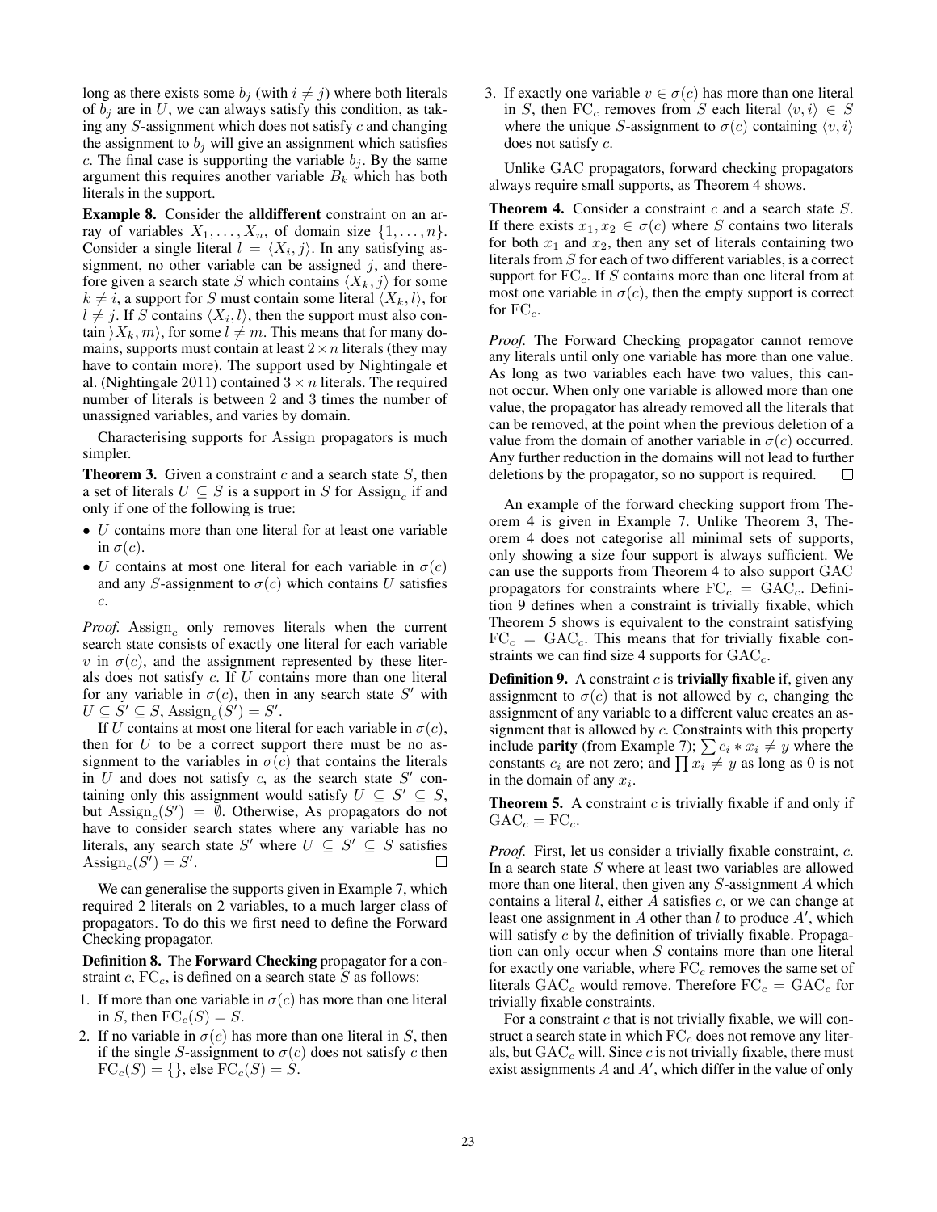long as there exists some $b_j$ (with $i \neq j$) where both literals of $b_j$ are in $U$, we can always satisfy this condition, as taking any $S$-assignment which does not satisfy $c$ and changing the assignment to $b_j$ will give an assignment which satisfies $c$. The final case is supporting the variable $b_j$. By the same argument this requires another variable $B_k$ which has both literals in the support.

**Example 8.** Consider the **alldifferent** constraint on an array of variables $X_1, \ldots, X_n$, of domain size $\{1, \ldots, n\}$. Consider a single literal $l = \langle X_i, j \rangle$. In any satisfying assignment, no other variable can be assigned $j$, and therefore given a search state $S$ which contains $\langle X_k, j \rangle$ for some $k \neq i$, a support for $S$ must contain some literal $\langle X_k, l \rangle$, for $l \neq j$. If $S$ contains $\langle X_i, l \rangle$, then the support must also contain $\rangle X_k, m \rangle$, for some $l \neq m$. This means that for many domains, supports must contain at least $2 \times n$ literals (they may have to contain more). The support used by Nightingale et al. (Nightingale 2011) contained $3 \times n$ literals. The required number of literals is between 2 and 3 times the number of unassigned variables, and varies by domain.

Characterising supports for Assign propagators is much simpler.

**Theorem 3.** Given a constraint $c$ and a search state $S$, then a set of literals $U \subseteq S$ is a support in $S$ for $\text{Assign}_c$ if and only if one of the following is true:

- $U$ contains more than one literal for at least one variable in $\sigma(c)$.
- $U$ contains at most one literal for each variable in $\sigma(c)$ and any $S$-assignment to $\sigma(c)$ which contains $U$ satisfies $c$.

*Proof.* $\text{Assign}_c$ only removes literals when the current search state consists of exactly one literal for each variable $v$ in $\sigma(c)$, and the assignment represented by these literals does not satisfy $c$. If $U$ contains more than one literal for any variable in $\sigma(c)$, then in any search state $S'$ with $U \subseteq S' \subseteq S$, $\text{Assign}_c(S') = S'$.

If $U$ contains at most one literal for each variable in $\sigma(c)$, then for $U$ to be a correct support there must be no assignment to the variables in $\sigma(c)$ that contains the literals in $U$ and does not satisfy $c$, as the search state $S'$ containing only this assignment would satisfy $U \subseteq S' \subseteq S$, but $\text{Assign}_c(S') = \emptyset$. Otherwise, As propagators do not have to consider search states where any variable has no literals, any search state $S'$ where $U \subseteq S' \subseteq S$ satisfies $\text{Assign}_c(S') = S'$. □

We can generalise the supports given in Example 7, which required 2 literals on 2 variables, to a much larger class of propagators. To do this we first need to define the Forward Checking propagator.

**Definition 8.** The **Forward Checking** propagator for a constraint $c$, $\text{FC}_c$, is defined on a search state $S$ as follows:

1. If more than one variable in $\sigma(c)$ has more than one literal in $S$, then $\text{FC}_c(S) = S$.
2. If no variable in $\sigma(c)$ has more than one literal in $S$, then if the single $S$-assignment to $\sigma(c)$ does not satisfy $c$ then $\text{FC}_c(S) = \{\}$, else $\text{FC}_c(S) = S$.
3. If exactly one variable $v \in \sigma(c)$ has more than one literal in $S$, then $\text{FC}_c$ removes from $S$ each literal $\langle v, i \rangle \in S$ where the unique $S$-assignment to $\sigma(c)$ containing $\langle v, i \rangle$ does not satisfy $c$.

Unlike GAC propagators, forward checking propagators always require small supports, as Theorem 4 shows.

**Theorem 4.** Consider a constraint $c$ and a search state $S$. If there exists $x_1, x_2 \in \sigma(c)$ where $S$ contains two literals for both $x_1$ and $x_2$, then any set of literals containing two literals from $S$ for each of two different variables, is a correct support for $\text{FC}_c$. If $S$ contains more than one literal from at most one variable in $\sigma(c)$, then the empty support is correct for $\text{FC}_c$.

*Proof.* The Forward Checking propagator cannot remove any literals until only one variable has more than one value. As long as two variables each have two values, this cannot occur. When only one variable is allowed more than one value, the propagator has already removed all the literals that can be removed, at the point when the previous deletion of a value from the domain of another variable in $\sigma(c)$ occurred. Any further reduction in the domains will not lead to further deletions by the propagator, so no support is required. □

An example of the forward checking support from Theorem 4 is given in Example 7. Unlike Theorem 3, Theorem 4 does not categorise all minimal sets of supports, only showing a size four support is always sufficient. We can use the supports from Theorem 4 to also support GAC propagators for constraints where $\text{FC}_c = \text{GAC}_c$. Definition 9 defines when a constraint is trivially fixable, which Theorem 5 shows is equivalent to the constraint satisfying $\text{FC}_c = \text{GAC}_c$. This means that for trivially fixable constraints we can find size 4 supports for $\text{GAC}_c$.

**Definition 9.** A constraint $c$ is **trivially fixable** if, given any assignment to $\sigma(c)$ that is not allowed by $c$, changing the assignment of any variable to a different value creates an assignment that is allowed by $c$. Constraints with this property include **parity** (from Example 7); $\sum c_i * x_i \neq y$ where the constants $c_i$ are not zero; and $\prod x_i \neq y$ as long as 0 is not in the domain of any $x_i$.

**Theorem 5.** A constraint $c$ is trivially fixable if and only if $\text{GAC}_c = \text{FC}_c$.

*Proof.* First, let us consider a trivially fixable constraint, $c$. In a search state $S$ where at least two variables are allowed more than one literal, then given any $S$-assignment $A$ which contains a literal $l$, either $A$ satisfies $c$, or we can change at least one assignment in $A$ other than $l$ to produce $A'$, which will satisfy $c$ by the definition of trivially fixable. Propagation can only occur when $S$ contains more than one literal for exactly one variable, where $\text{FC}_c$ removes the same set of literals $\text{GAC}_c$ would remove. Therefore $\text{FC}_c = \text{GAC}_c$ for trivially fixable constraints.

For a constraint $c$ that is not trivially fixable, we will construct a search state in which $\text{FC}_c$ does not remove any literals, but $\text{GAC}_c$ will. Since $c$ is not trivially fixable, there must exist assignments $A$ and $A'$, which differ in the value of only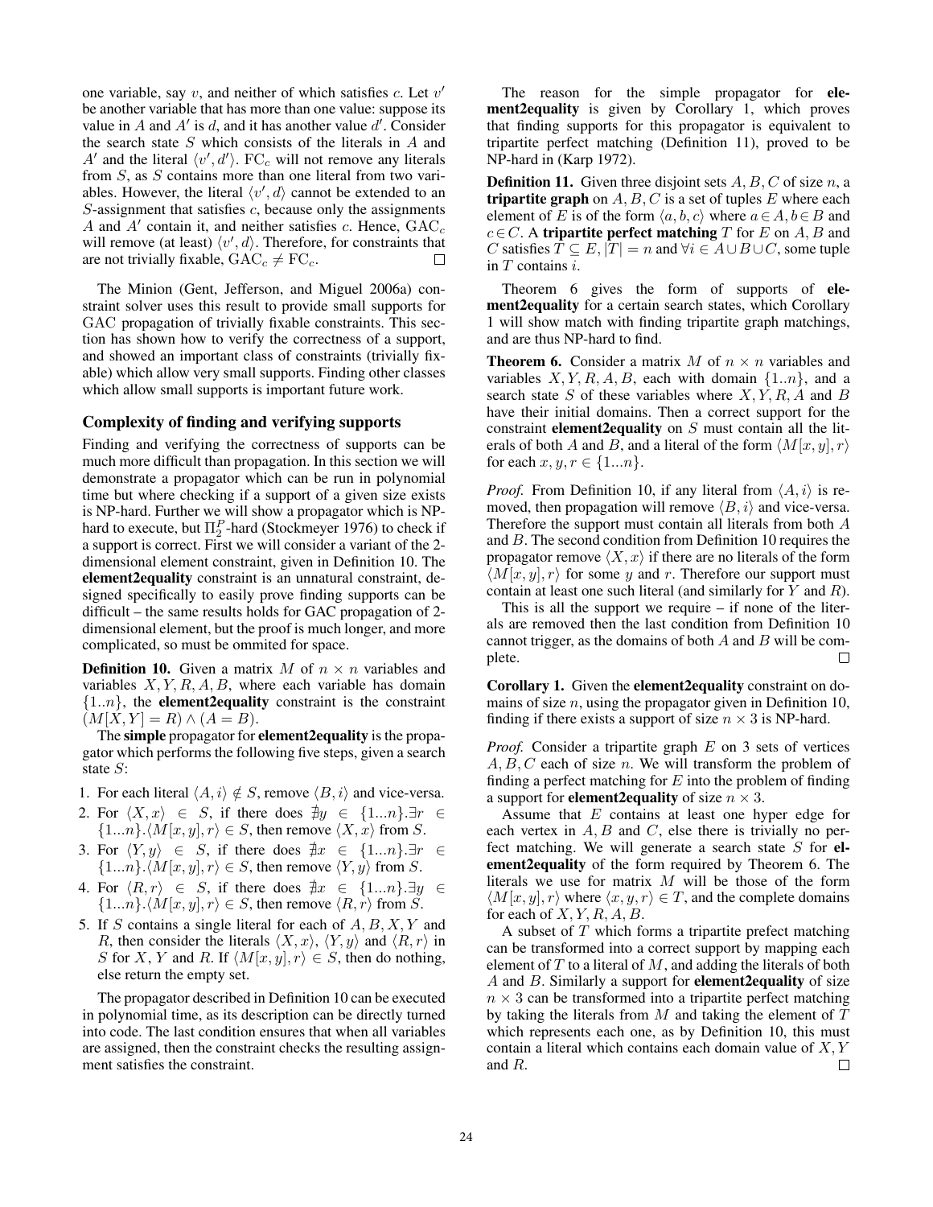one variable, say $v$, and neither of which satisfies $c$. Let $v'$ be another variable that has more than one value: suppose its value in $A$ and $A'$ is $d$, and it has another value $d'$. Consider the search state $S$ which consists of the literals in $A$ and $A'$ and the literal $\langle v', d' \rangle$. $\text{FC}_c$ will not remove any literals from $S$, as $S$ contains more than one literal from two variables. However, the literal $\langle v', d \rangle$ cannot be extended to an $S$-assignment that satisfies $c$, because only the assignments $A$ and $A'$ contain it, and neither satisfies $c$. Hence, $\text{GAC}_c$ will remove (at least) $\langle v', d \rangle$. Therefore, for constraints that are not trivially fixable, $\text{GAC}_c \neq \text{FC}_c$. □

The Minion (Gent, Jefferson, and Miguel 2006a) constraint solver uses this result to provide small supports for GAC propagation of trivially fixable constraints. This section has shown how to verify the correctness of a support, and showed an important class of constraints (trivially fixable) which allow very small supports. Finding other classes which allow small supports is important future work.

## Complexity of finding and verifying supports

Finding and verifying the correctness of supports can be much more difficult than propagation. In this section we will demonstrate a propagator which can be run in polynomial time but where checking if a support of a given size exists is NP-hard. Further we will show a propagator which is NP-hard to execute, but $\Pi_2^P$-hard (Stockmeyer 1976) to check if a support is correct. First we will consider a variant of the 2-dimensional element constraint, given in Definition 10. The **element2equality** constraint is an unnatural constraint, designed specifically to easily prove finding supports can be difficult – the same results holds for GAC propagation of 2-dimensional element, but the proof is much longer, and more complicated, so must be ommited for space.

**Definition 10.** Given a matrix $M$ of $n \times n$ variables and variables $X, Y, R, A, B$, where each variable has domain $\{1..n\}$, the **element2equality** constraint is the constraint $(M[X, Y] = R) \wedge (A = B)$.

The **simple** propagator for **element2equality** is the propagator which performs the following five steps, given a search state $S$:

1. For each literal $\langle A, i \rangle \notin S$, remove $\langle B, i \rangle$ and vice-versa.
2. For $\langle X, x \rangle \in S$, if there does $\nexists y \in \{1...n\}. \exists r \in \{1...n\}. \langle M[x, y], r \rangle \in S$, then remove $\langle X, x \rangle$ from $S$.
3. For $\langle Y, y \rangle \in S$, if there does $\nexists x \in \{1...n\}. \exists r \in \{1...n\}. \langle M[x, y], r \rangle \in S$, then remove $\langle Y, y \rangle$ from $S$.
4. For $\langle R, r \rangle \in S$, if there does $\nexists x \in \{1...n\}. \exists y \in \{1...n\}. \langle M[x, y], r \rangle \in S$, then remove $\langle R, r \rangle$ from $S$.
5. If $S$ contains a single literal for each of $A, B, X, Y$ and $R$, then consider the literals $\langle X, x \rangle$, $\langle Y, y \rangle$ and $\langle R, r \rangle$ in $S$ for $X$, $Y$ and $R$. If $\langle M[x, y], r \rangle \in S$, then do nothing, else return the empty set.

The propagator described in Definition 10 can be executed in polynomial time, as its description can be directly turned into code. The last condition ensures that when all variables are assigned, then the constraint checks the resulting assignment satisfies the constraint.

The reason for the simple propagator for **element2equality** is given by Corollary 1, which proves that finding supports for this propagator is equivalent to tripartite perfect matching (Definition 11), proved to be NP-hard in (Karp 1972).

**Definition 11.** Given three disjoint sets $A, B, C$ of size $n$, a **tripartite graph** on $A, B, C$ is a set of tuples $E$ where each element of $E$ is of the form $\langle a, b, c \rangle$ where $a \in A$, $b \in B$ and $c \in C$. A **tripartite perfect matching** $T$ for $E$ on $A, B$ and $C$ satisfies $T \subseteq E$, $|T| = n$ and $\forall i \in A \cup B \cup C$, some tuple in $T$ contains $i$.

Theorem 6 gives the form of supports of **element2equality** for a certain search states, which Corollary 1 will show match with finding tripartite graph matchings, and are thus NP-hard to find.

**Theorem 6.** Consider a matrix $M$ of $n \times n$ variables and variables $X, Y, R, A, B$, each with domain $\{1..n\}$, and a search state $S$ of these variables where $X, Y, R, A$ and $B$ have their initial domains. Then a correct support for the constraint **element2equality** on $S$ must contain all the literals of both $A$ and $B$, and a literal of the form $\langle M[x, y], r \rangle$ for each $x, y, r \in \{1...n\}$.

*Proof.* From Definition 10, if any literal from $\langle A, i \rangle$ is removed, then propagation will remove $\langle B, i \rangle$ and vice-versa. Therefore the support must contain all literals from both $A$ and $B$. The second condition from Definition 10 requires the propagator remove $\langle X, x \rangle$ if there are no literals of the form $\langle M[x, y], r \rangle$ for some $y$ and $r$. Therefore our support must contain at least one such literal (and similarly for $Y$ and $R$).

This is all the support we require – if none of the literals are removed then the last condition from Definition 10 cannot trigger, as the domains of both $A$ and $B$ will be complete. □

**Corollary 1.** Given the **element2equality** constraint on domains of size $n$, using the propagator given in Definition 10, finding if there exists a support of size $n \times 3$ is NP-hard.

*Proof.* Consider a tripartite graph $E$ on 3 sets of vertices $A, B, C$ each of size $n$. We will transform the problem of finding a perfect matching for $E$ into the problem of finding a support for **element2equality** of size $n \times 3$.

Assume that $E$ contains at least one hyper edge for each vertex in $A, B$ and $C$, else there is trivially no perfect matching. We will generate a search state $S$ for **element2equality** of the form required by Theorem 6. The literals we use for matrix $M$ will be those of the form $\langle M[x, y], r \rangle$ where $\langle x, y, r \rangle \in T$, and the complete domains for each of $X, Y, R, A, B$.

A subset of $T$ which forms a tripartite prefect matching can be transformed into a correct support by mapping each element of $T$ to a literal of $M$, and adding the literals of both $A$ and $B$. Similarly a support for **element2equality** of size $n \times 3$ can be transformed into a tripartite perfect matching by taking the literals from $M$ and taking the element of $T$ which represents each one, as by Definition 10, this must contain a literal which contains each domain value of $X, Y$ and $R$. □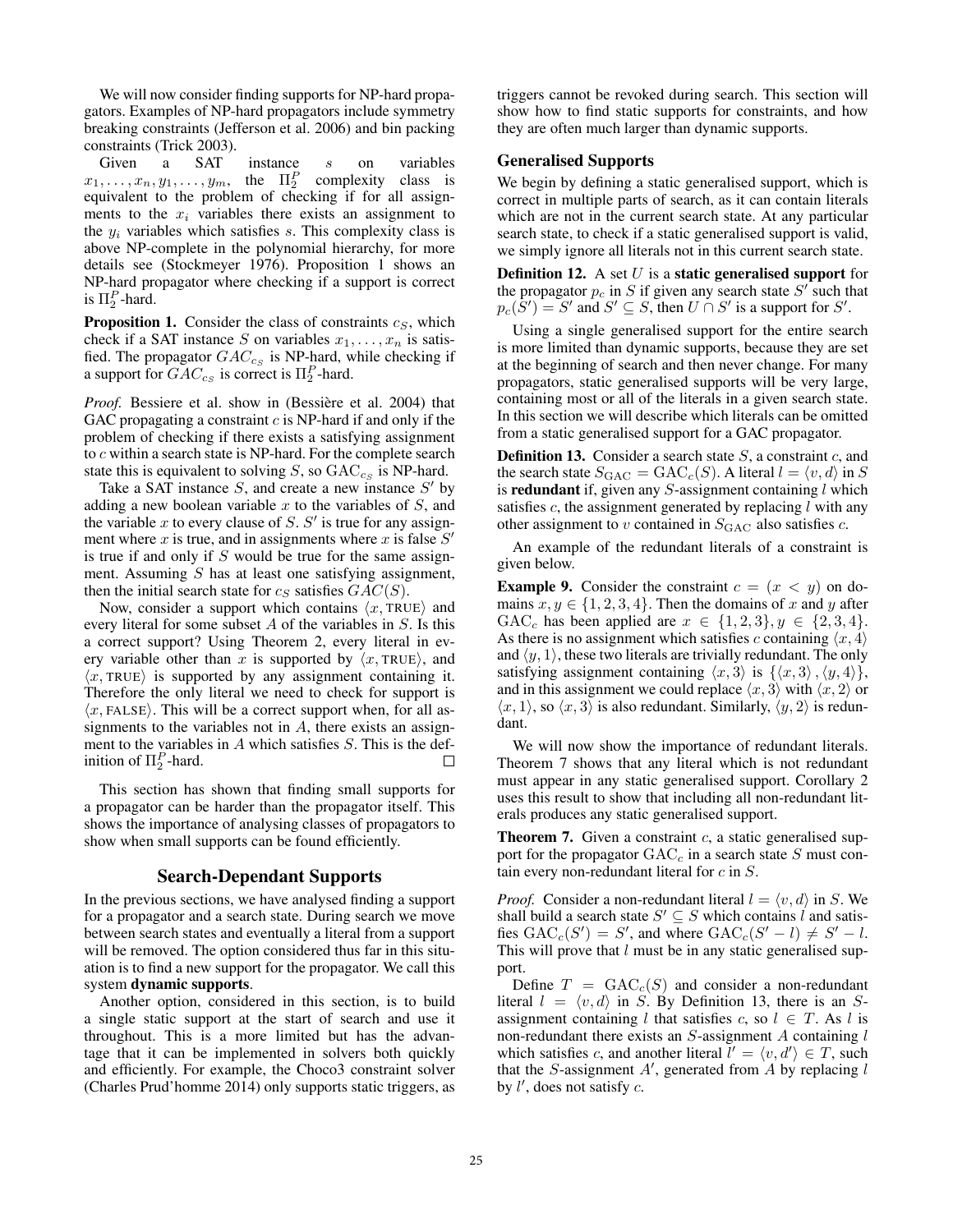We will now consider finding supports for NP-hard propagators. Examples of NP-hard propagators include symmetry breaking constraints (Jefferson et al. 2006) and bin packing constraints (Trick 2003).

Given a SAT instance $s$ on variables $x_1, \ldots, x_n, y_1, \ldots, y_m$, the $\Pi_2^P$ complexity class is equivalent to the problem of checking if for all assignments to the $x_i$ variables there exists an assignment to the $y_i$ variables which satisfies $s$. This complexity class is above NP-complete in the polynomial hierarchy, for more details see (Stockmeyer 1976). Proposition 1 shows an NP-hard propagator where checking if a support is correct is $\Pi_2^P$-hard.

**Proposition 1.** *Consider the class of constraints $c_S$, which check if a SAT instance $S$ on variables $x_1, \ldots, x_n$ is satisfied. The propagator $GAC_{c_S}$ is NP-hard, while checking if a support for $GAC_{c_S}$ is correct is $\Pi_2^P$-hard.*

*Proof.* Bessiere et al. show in (Bessière et al. 2004) that GAC propagating a constraint $c$ is NP-hard if and only if the problem of checking if there exists a satisfying assignment to $c$ within a search state is NP-hard. For the complete search state this is equivalent to solving $S$, so $\mathrm{GAC}_{c_S}$ is NP-hard.

Take a SAT instance $S$, and create a new instance $S'$ by adding a new boolean variable $x$ to the variables of $S$, and the variable $x$ to every clause of $S$. $S'$ is true for any assignment where $x$ is true, and in assignments where $x$ is false $S'$ is true if and only if $S$ would be true for the same assignment. Assuming $S$ has at least one satisfying assignment, then the initial search state for $c_S$ satisfies $GAC(S)$.

Now, consider a support which contains $\langle x, \text{TRUE} \rangle$ and every literal for some subset $A$ of the variables in $S$. Is this a correct support? Using Theorem 2, every literal in every variable other than $x$ is supported by $\langle x, \text{TRUE} \rangle$, and $\langle x, \text{TRUE} \rangle$ is supported by any assignment containing it. Therefore the only literal we need to check for support is $\langle x, \text{FALSE} \rangle$. This will be a correct support when, for all assignments to the variables not in $A$, there exists an assignment to the variables in $A$ which satisfies $S$. This is the definition of $\Pi_2^P$-hard. $\square$

This section has shown that finding small supports for a propagator can be harder than the propagator itself. This shows the importance of analysing classes of propagators to show when small supports can be found efficiently.

## Search-Dependant Supports

In the previous sections, we have analysed finding a support for a propagator and a search state. During search we move between search states and eventually a literal from a support will be removed. The option considered thus far in this situation is to find a new support for the propagator. We call this system **dynamic supports**.

Another option, considered in this section, is to build a single static support at the start of search and use it throughout. This is a more limited but has the advantage that it can be implemented in solvers both quickly and efficiently. For example, the Choco3 constraint solver (Charles Prud'homme 2014) only supports static triggers, as triggers cannot be revoked during search. This section will show how to find static supports for constraints, and how they are often much larger than dynamic supports.

### Generalised Supports

We begin by defining a static generalised support, which is correct in multiple parts of search, as it can contain literals which are not in the current search state. At any particular search state, to check if a static generalised support is valid, we simply ignore all literals not in this current search state.

**Definition 12.** A set $U$ is a **static generalised support** for the propagator $p_c$ in $S$ if given any search state $S'$ such that $p_c(S') = S'$ and $S' \subseteq S$, then $U \cap S'$ is a support for $S'$.

Using a single generalised support for the entire search is more limited than dynamic supports, because they are set at the beginning of search and then never change. For many propagators, static generalised supports will be very large, containing most or all of the literals in a given search state. In this section we will describe which literals can be omitted from a static generalised support for a GAC propagator.

**Definition 13.** Consider a search state $S$, a constraint $c$, and the search state $S_{\mathrm{GAC}} = \mathrm{GAC}_c(S)$. A literal $l = \langle v, d \rangle$ in $S$ is **redundant** if, given any $S$-assignment containing $l$ which satisfies $c$, the assignment generated by replacing $l$ with any other assignment to $v$ contained in $S_{\mathrm{GAC}}$ also satisfies $c$.

An example of the redundant literals of a constraint is given below.

**Example 9.** Consider the constraint $c = (x < y)$ on domains $x, y \in \{1, 2, 3, 4\}$. Then the domains of $x$ and $y$ after $\mathrm{GAC}_c$ has been applied are $x \in \{1, 2, 3\}, y \in \{2, 3, 4\}$. As there is no assignment which satisfies $c$ containing $\langle x, 4 \rangle$ and $\langle y, 1 \rangle$, these two literals are trivially redundant. The only satisfying assignment containing $\langle x, 3 \rangle$ is $\{\langle x, 3 \rangle, \langle y, 4 \rangle\}$, and in this assignment we could replace $\langle x, 3 \rangle$ with $\langle x, 2 \rangle$ or $\langle x, 1 \rangle$, so $\langle x, 3 \rangle$ is also redundant. Similarly, $\langle y, 2 \rangle$ is redundant.

We will now show the importance of redundant literals. Theorem 7 shows that any literal which is not redundant must appear in any static generalised support. Corollary 2 uses this result to show that including all non-redundant literals produces any static generalised support.

**Theorem 7.** *Given a constraint $c$, a static generalised support for the propagator $\mathrm{GAC}_c$ in a search state $S$ must contain every non-redundant literal for $c$ in $S$.*

*Proof.* Consider a non-redundant literal $l = \langle v, d \rangle$ in $S$. We shall build a search state $S' \subseteq S$ which contains $l$ and satisfies $\mathrm{GAC}_c(S') = S'$, and where $\mathrm{GAC}_c(S' - l) \neq S' - l$. This will prove that $l$ must be in any static generalised support.

Define $T = \mathrm{GAC}_c(S)$ and consider a non-redundant literal $l = \langle v, d \rangle$ in $S$. By Definition 13, there is an $S$-assignment containing $l$ that satisfies $c$, so $l \in T$. As $l$ is non-redundant there exists an $S$-assignment $A$ containing $l$ which satisfies $c$, and another literal $l' = \langle v, d' \rangle \in T$, such that the $S$-assignment $A'$, generated from $A$ by replacing $l$ by $l'$, does not satisfy $c$.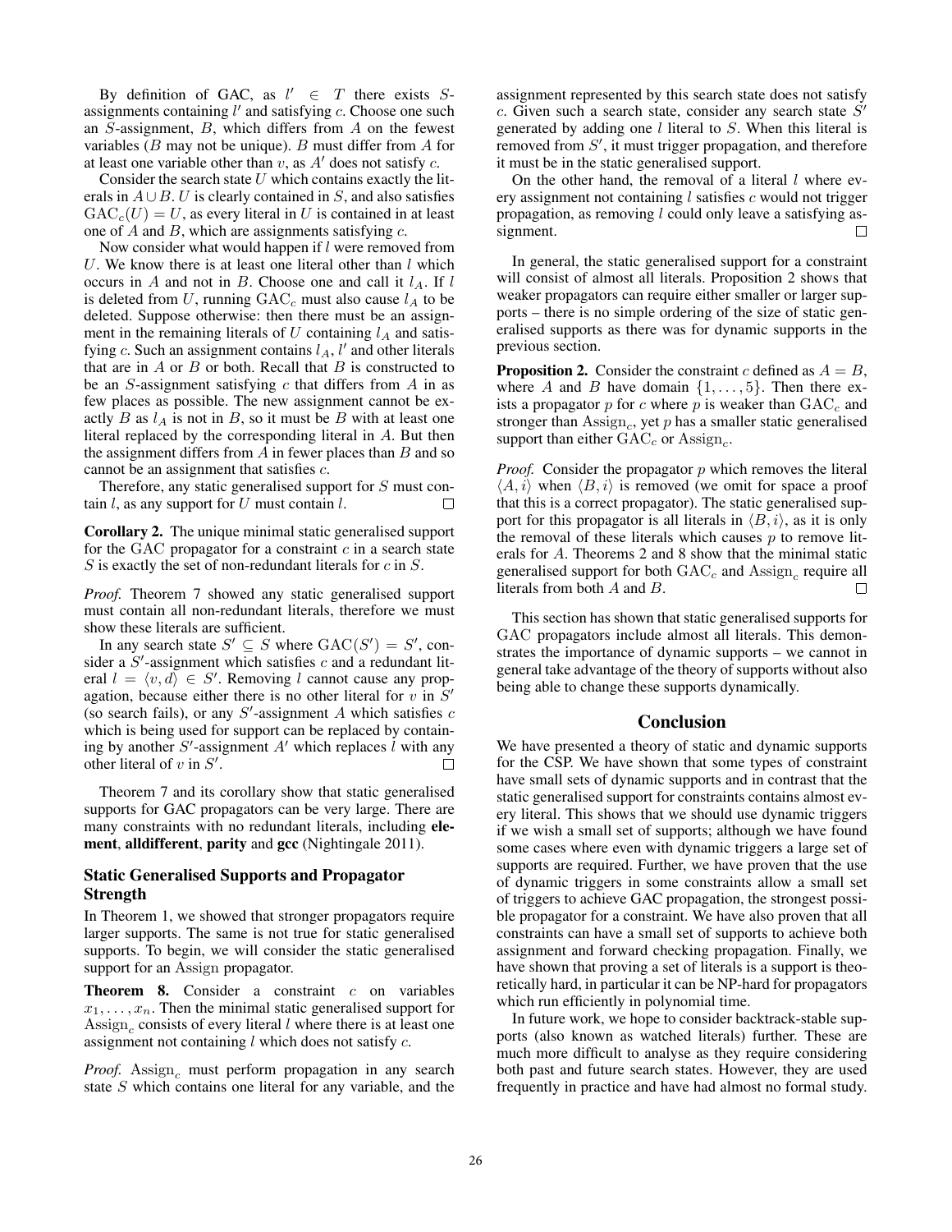By definition of GAC, as $l' \in T$ there exists $S$-assignments containing $l'$ and satisfying $c$. Choose one such an $S$-assignment, $B$, which differs from $A$ on the fewest variables ($B$ may not be unique). $B$ must differ from $A$ for at least one variable other than $v$, as $A'$ does not satisfy $c$.

Consider the search state $U$ which contains exactly the literals in $A \cup B$. $U$ is clearly contained in $S$, and also satisfies $\mathrm{GAC}_c(U) = U$, as every literal in $U$ is contained in at least one of $A$ and $B$, which are assignments satisfying $c$.

Now consider what would happen if $l$ were removed from $U$. We know there is at least one literal other than $l$ which occurs in $A$ and not in $B$. Choose one and call it $l_A$. If $l$ is deleted from $U$, running $\mathrm{GAC}_c$ must also cause $l_A$ to be deleted. Suppose otherwise: then there must be an assignment in the remaining literals of $U$ containing $l_A$ and satisfying $c$. Such an assignment contains $l_A$, $l'$ and other literals that are in $A$ or $B$ or both. Recall that $B$ is constructed to be an $S$-assignment satisfying $c$ that differs from $A$ in as few places as possible. The new assignment cannot be exactly $B$ as $l_A$ is not in $B$, so it must be $B$ with at least one literal replaced by the corresponding literal in $A$. But then the assignment differs from $A$ in fewer places than $B$ and so cannot be an assignment that satisfies $c$.

Therefore, any static generalised support for $S$ must contain $l$, as any support for $U$ must contain $l$. □

**Corollary 2.** The unique minimal static generalised support for the GAC propagator for a constraint $c$ in a search state $S$ is exactly the set of non-redundant literals for $c$ in $S$.

*Proof.* Theorem 7 showed any static generalised support must contain all non-redundant literals, therefore we must show these literals are sufficient.

In any search state $S' \subseteq S$ where $\mathrm{GAC}(S') = S'$, consider a $S'$-assignment which satisfies $c$ and a redundant literal $l = \langle v, d \rangle \in S'$. Removing $l$ cannot cause any propagation, because either there is no other literal for $v$ in $S'$ (so search fails), or any $S'$-assignment $A$ which satisfies $c$ which is being used for support can be replaced by containing by another $S'$-assignment $A'$ which replaces $l$ with any other literal of $v$ in $S'$. □

Theorem 7 and its corollary show that static generalised supports for GAC propagators can be very large. There are many constraints with no redundant literals, including **element**, **alldifferent**, **parity** and **gcc** (Nightingale 2011).

### Static Generalised Supports and Propagator Strength

In Theorem 1, we showed that stronger propagators require larger supports. The same is not true for static generalised supports. To begin, we will consider the static generalised support for an Assign propagator.

**Theorem 8.** Consider a constraint $c$ on variables $x_1, \ldots, x_n$. Then the minimal static generalised support for $\mathrm{Assign}_c$ consists of every literal $l$ where there is at least one assignment not containing $l$ which does not satisfy $c$.

*Proof.* $\mathrm{Assign}_c$ must perform propagation in any search state $S$ which contains one literal for any variable, and the assignment represented by this search state does not satisfy $c$. Given such a search state, consider any search state $S'$ generated by adding one $l$ literal to $S$. When this literal is removed from $S'$, it must trigger propagation, and therefore it must be in the static generalised support.

On the other hand, the removal of a literal $l$ where every assignment not containing $l$ satisfies $c$ would not trigger propagation, as removing $l$ could only leave a satisfying assignment. □

In general, the static generalised support for a constraint will consist of almost all literals. Proposition 2 shows that weaker propagators can require either smaller or larger supports – there is no simple ordering of the size of static generalised supports as there was for dynamic supports in the previous section.

**Proposition 2.** Consider the constraint $c$ defined as $A = B$, where $A$ and $B$ have domain $\{1, \ldots, 5\}$. Then there exists a propagator $p$ for $c$ where $p$ is weaker than $\mathrm{GAC}_c$ and stronger than $\mathrm{Assign}_c$, yet $p$ has a smaller static generalised support than either $\mathrm{GAC}_c$ or $\mathrm{Assign}_c$.

*Proof.* Consider the propagator $p$ which removes the literal $\langle A, i \rangle$ when $\langle B, i \rangle$ is removed (we omit for space a proof that this is a correct propagator). The static generalised support for this propagator is all literals in $\langle B, i \rangle$, as it is only the removal of these literals which causes $p$ to remove literals for $A$. Theorems 2 and 8 show that the minimal static generalised support for both $\mathrm{GAC}_c$ and $\mathrm{Assign}_c$ require all literals from both $A$ and $B$. □

This section has shown that static generalised supports for GAC propagators include almost all literals. This demonstrates the importance of dynamic supports – we cannot in general take advantage of the theory of supports without also being able to change these supports dynamically.

## Conclusion

We have presented a theory of static and dynamic supports for the CSP. We have shown that some types of constraint have small sets of dynamic supports and in contrast that the static generalised support for constraints contains almost every literal. This shows that we should use dynamic triggers if we wish a small set of supports; although we have found some cases where even with dynamic triggers a large set of supports are required. Further, we have proven that the use of dynamic triggers in some constraints allow a small set of triggers to achieve GAC propagation, the strongest possible propagator for a constraint. We have also proven that all constraints can have a small set of supports to achieve both assignment and forward checking propagation. Finally, we have shown that proving a set of literals is a support is theoretically hard, in particular it can be NP-hard for propagators which run efficiently in polynomial time.

In future work, we hope to consider backtrack-stable supports (also known as watched literals) further. These are much more difficult to analyse as they require considering both past and future search states. However, they are used frequently in practice and have had almost no formal study.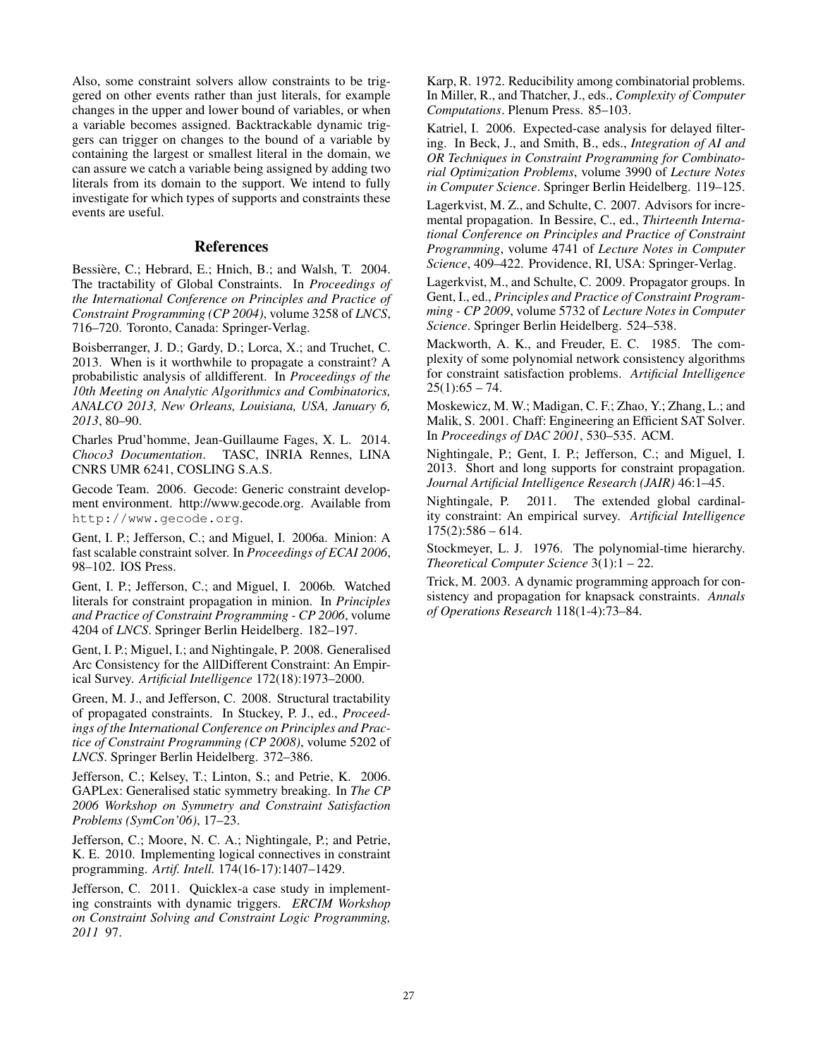Also, some constraint solvers allow constraints to be triggered on other events rather than just literals, for example changes in the upper and lower bound of variables, or when a variable becomes assigned. Backtrackable dynamic triggers can trigger on changes to the bound of a variable by containing the largest or smallest literal in the domain, we can assure we catch a variable being assigned by adding two literals from its domain to the support. We intend to fully investigate for which types of supports and constraints these events are useful.

## References

Bessière, C.; Hebrard, E.; Hnich, B.; and Walsh, T. 2004. The tractability of Global Constraints. In *Proceedings of the International Conference on Principles and Practice of Constraint Programming (CP 2004)*, volume 3258 of *LNCS*, 716–720. Toronto, Canada: Springer-Verlag.

Boisberranger, J. D.; Gardy, D.; Lorca, X.; and Truchet, C. 2013. When is it worthwhile to propagate a constraint? A probabilistic analysis of alldifferent. In *Proceedings of the 10th Meeting on Analytic Algorithmics and Combinatorics, ANALCO 2013, New Orleans, Louisiana, USA, January 6, 2013*, 80–90.

Charles Prud'homme, Jean-Guillaume Fages, X. L. 2014. *Choco3 Documentation*. TASC, INRIA Rennes, LINA CNRS UMR 6241, COSLING S.A.S.

Gecode Team. 2006. Gecode: Generic constraint development environment. http://www.gecode.org. Available from `http://www.gecode.org`.

Gent, I. P.; Jefferson, C.; and Miguel, I. 2006a. Minion: A fast scalable constraint solver. In *Proceedings of ECAI 2006*, 98–102. IOS Press.

Gent, I. P.; Jefferson, C.; and Miguel, I. 2006b. Watched literals for constraint propagation in minion. In *Principles and Practice of Constraint Programming - CP 2006*, volume 4204 of *LNCS*. Springer Berlin Heidelberg. 182–197.

Gent, I. P.; Miguel, I.; and Nightingale, P. 2008. Generalised Arc Consistency for the AllDifferent Constraint: An Empirical Survey. *Artificial Intelligence* 172(18):1973–2000.

Green, M. J., and Jefferson, C. 2008. Structural tractability of propagated constraints. In Stuckey, P. J., ed., *Proceedings of the International Conference on Principles and Practice of Constraint Programming (CP 2008)*, volume 5202 of *LNCS*. Springer Berlin Heidelberg. 372–386.

Jefferson, C.; Kelsey, T.; Linton, S.; and Petrie, K. 2006. GAPLex: Generalised static symmetry breaking. In *The CP 2006 Workshop on Symmetry and Constraint Satisfaction Problems (SymCon'06)*, 17–23.

Jefferson, C.; Moore, N. C. A.; Nightingale, P.; and Petrie, K. E. 2010. Implementing logical connectives in constraint programming. *Artif. Intell.* 174(16-17):1407–1429.

Jefferson, C. 2011. Quicklex-a case study in implementing constraints with dynamic triggers. *ERCIM Workshop on Constraint Solving and Constraint Logic Programming, 2011* 97.

Karp, R. 1972. Reducibility among combinatorial problems. In Miller, R., and Thatcher, J., eds., *Complexity of Computer Computations*. Plenum Press. 85–103.

Katriel, I. 2006. Expected-case analysis for delayed filtering. In Beck, J., and Smith, B., eds., *Integration of AI and OR Techniques in Constraint Programming for Combinatorial Optimization Problems*, volume 3990 of *Lecture Notes in Computer Science*. Springer Berlin Heidelberg. 119–125.

Lagerkvist, M. Z., and Schulte, C. 2007. Advisors for incremental propagation. In Bessire, C., ed., *Thirteenth International Conference on Principles and Practice of Constraint Programming*, volume 4741 of *Lecture Notes in Computer Science*, 409–422. Providence, RI, USA: Springer-Verlag.

Lagerkvist, M., and Schulte, C. 2009. Propagator groups. In Gent, I., ed., *Principles and Practice of Constraint Programming - CP 2009*, volume 5732 of *Lecture Notes in Computer Science*. Springer Berlin Heidelberg. 524–538.

Mackworth, A. K., and Freuder, E. C. 1985. The complexity of some polynomial network consistency algorithms for constraint satisfaction problems. *Artificial Intelligence* 25(1):65 – 74.

Moskewicz, M. W.; Madigan, C. F.; Zhao, Y.; Zhang, L.; and Malik, S. 2001. Chaff: Engineering an Efficient SAT Solver. In *Proceedings of DAC 2001*, 530–535. ACM.

Nightingale, P.; Gent, I. P.; Jefferson, C.; and Miguel, I. 2013. Short and long supports for constraint propagation. *Journal Artificial Intelligence Research (JAIR)* 46:1–45.

Nightingale, P. 2011. The extended global cardinality constraint: An empirical survey. *Artificial Intelligence* 175(2):586 – 614.

Stockmeyer, L. J. 1976. The polynomial-time hierarchy. *Theoretical Computer Science* 3(1):1 – 22.

Trick, M. 2003. A dynamic programming approach for consistency and propagation for knapsack constraints. *Annals of Operations Research* 118(1-4):73–84.